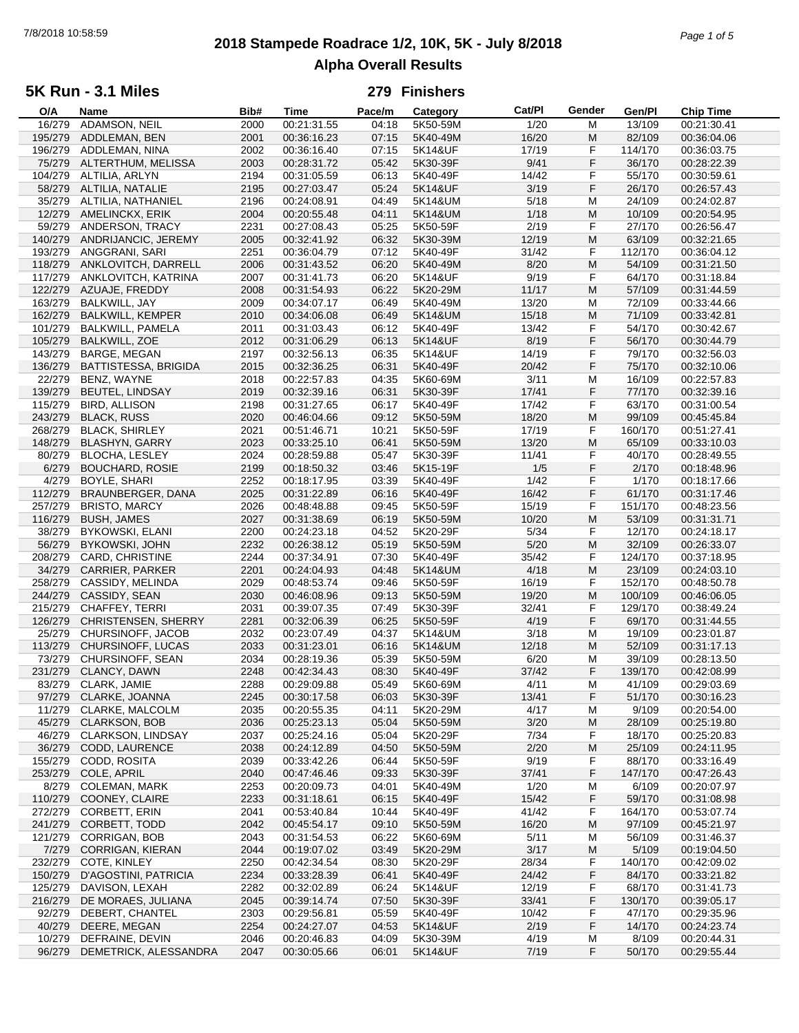# 2018 Stampede Roadrace 1/2, 10K, 5K - July 8/2018

## Alpha Overall Results

### 5K Run - 3.1 Miles — 279 Finishers

| O/A | Name | Bib# | Time | Pace/m | Category | Cat/Pl | Gender | Gen/Pl | Chip Time |
|---|---|---|---|---|---|---|---|---|---|
| 16/279 | ADAMSON, NEIL | 2000 | 00:21:31.55 | 04:18 | 5K50-59M | 1/20 | M | 13/109 | 00:21:30.41 |
| 195/279 | ADDLEMAN, BEN | 2001 | 00:36:16.23 | 07:15 | 5K40-49M | 16/20 | M | 82/109 | 00:36:04.06 |
| 196/279 | ADDLEMAN, NINA | 2002 | 00:36:16.40 | 07:15 | 5K14&UF | 17/19 | F | 114/170 | 00:36:03.75 |
| 75/279 | ALTERTHUM, MELISSA | 2003 | 00:28:31.72 | 05:42 | 5K30-39F | 9/41 | F | 36/170 | 00:28:22.39 |
| 104/279 | ALTILIA, ARLYN | 2194 | 00:31:05.59 | 06:13 | 5K40-49F | 14/42 | F | 55/170 | 00:30:59.61 |
| 58/279 | ALTILIA, NATALIE | 2195 | 00:27:03.47 | 05:24 | 5K14&UF | 3/19 | F | 26/170 | 00:26:57.43 |
| 35/279 | ALTILIA, NATHANIEL | 2196 | 00:24:08.91 | 04:49 | 5K14&UM | 5/18 | M | 24/109 | 00:24:02.87 |
| 12/279 | AMELINCKX, ERIK | 2004 | 00:20:55.48 | 04:11 | 5K14&UM | 1/18 | M | 10/109 | 00:20:54.95 |
| 59/279 | ANDERSON, TRACY | 2231 | 00:27:08.43 | 05:25 | 5K50-59F | 2/19 | F | 27/170 | 00:26:56.47 |
| 140/279 | ANDRIJANCIC, JEREMY | 2005 | 00:32:41.92 | 06:32 | 5K30-39M | 12/19 | M | 63/109 | 00:32:21.65 |
| 193/279 | ANGGRANI, SARI | 2251 | 00:36:04.79 | 07:12 | 5K40-49F | 31/42 | F | 112/170 | 00:36:04.12 |
| 118/279 | ANKLOVITCH, DARRELL | 2006 | 00:31:43.52 | 06:20 | 5K40-49M | 8/20 | M | 54/109 | 00:31:21.50 |
| 117/279 | ANKLOVITCH, KATRINA | 2007 | 00:31:41.73 | 06:20 | 5K14&UF | 9/19 | F | 64/170 | 00:31:18.84 |
| 122/279 | AZUAJE, FREDDY | 2008 | 00:31:54.93 | 06:22 | 5K20-29M | 11/17 | M | 57/109 | 00:31:44.59 |
| 163/279 | BALKWILL, JAY | 2009 | 00:34:07.17 | 06:49 | 5K40-49M | 13/20 | M | 72/109 | 00:33:44.66 |
| 162/279 | BALKWILL, KEMPER | 2010 | 00:34:06.08 | 06:49 | 5K14&UM | 15/18 | M | 71/109 | 00:33:42.81 |
| 101/279 | BALKWILL, PAMELA | 2011 | 00:31:03.43 | 06:12 | 5K40-49F | 13/42 | F | 54/170 | 00:30:42.67 |
| 105/279 | BALKWILL, ZOE | 2012 | 00:31:06.29 | 06:13 | 5K14&UF | 8/19 | F | 56/170 | 00:30:44.79 |
| 143/279 | BARGE, MEGAN | 2197 | 00:32:56.13 | 06:35 | 5K14&UF | 14/19 | F | 79/170 | 00:32:56.03 |
| 136/279 | BATTISTESSA, BRIGIDA | 2015 | 00:32:36.25 | 06:31 | 5K40-49F | 20/42 | F | 75/170 | 00:32:10.06 |
| 22/279 | BENZ, WAYNE | 2018 | 00:22:57.83 | 04:35 | 5K60-69M | 3/11 | M | 16/109 | 00:22:57.83 |
| 139/279 | BEUTEL, LINDSAY | 2019 | 00:32:39.16 | 06:31 | 5K30-39F | 17/41 | F | 77/170 | 00:32:39.16 |
| 115/279 | BIRD, ALLISON | 2198 | 00:31:27.65 | 06:17 | 5K40-49F | 17/42 | F | 63/170 | 00:31:00.54 |
| 243/279 | BLACK, RUSS | 2020 | 00:46:04.66 | 09:12 | 5K50-59M | 18/20 | M | 99/109 | 00:45:45.84 |
| 268/279 | BLACK, SHIRLEY | 2021 | 00:51:46.71 | 10:21 | 5K50-59F | 17/19 | F | 160/170 | 00:51:27.41 |
| 148/279 | BLASHYN, GARRY | 2023 | 00:33:25.10 | 06:41 | 5K50-59M | 13/20 | M | 65/109 | 00:33:10.03 |
| 80/279 | BLOCHA, LESLEY | 2024 | 00:28:59.88 | 05:47 | 5K30-39F | 11/41 | F | 40/170 | 00:28:49.55 |
| 6/279 | BOUCHARD, ROSIE | 2199 | 00:18:50.32 | 03:46 | 5K15-19F | 1/5 | F | 2/170 | 00:18:48.96 |
| 4/279 | BOYLE, SHARI | 2252 | 00:18:17.95 | 03:39 | 5K40-49F | 1/42 | F | 1/170 | 00:18:17.66 |
| 112/279 | BRAUNBERGER, DANA | 2025 | 00:31:22.89 | 06:16 | 5K40-49F | 16/42 | F | 61/170 | 00:31:17.46 |
| 257/279 | BRISTO, MARCY | 2026 | 00:48:48.88 | 09:45 | 5K50-59F | 15/19 | F | 151/170 | 00:48:23.56 |
| 116/279 | BUSH, JAMES | 2027 | 00:31:38.69 | 06:19 | 5K50-59M | 10/20 | M | 53/109 | 00:31:31.71 |
| 38/279 | BYKOWSKI, ELANI | 2200 | 00:24:23.18 | 04:52 | 5K20-29F | 5/34 | F | 12/170 | 00:24:18.17 |
| 56/279 | BYKOWSKI, JOHN | 2232 | 00:26:38.12 | 05:19 | 5K50-59M | 5/20 | M | 32/109 | 00:26:33.07 |
| 208/279 | CARD, CHRISTINE | 2244 | 00:37:34.91 | 07:30 | 5K40-49F | 35/42 | F | 124/170 | 00:37:18.95 |
| 34/279 | CARRIER, PARKER | 2201 | 00:24:04.93 | 04:48 | 5K14&UM | 4/18 | M | 23/109 | 00:24:03.10 |
| 258/279 | CASSIDY, MELINDA | 2029 | 00:48:53.74 | 09:46 | 5K50-59F | 16/19 | F | 152/170 | 00:48:50.78 |
| 244/279 | CASSIDY, SEAN | 2030 | 00:46:08.96 | 09:13 | 5K50-59M | 19/20 | M | 100/109 | 00:46:06.05 |
| 215/279 | CHAFFEY, TERRI | 2031 | 00:39:07.35 | 07:49 | 5K30-39F | 32/41 | F | 129/170 | 00:38:49.24 |
| 126/279 | CHRISTENSEN, SHERRY | 2281 | 00:32:06.39 | 06:25 | 5K50-59F | 4/19 | F | 69/170 | 00:31:44.55 |
| 25/279 | CHURSINOFF, JACOB | 2032 | 00:23:07.49 | 04:37 | 5K14&UM | 3/18 | M | 19/109 | 00:23:01.87 |
| 113/279 | CHURSINOFF, LUCAS | 2033 | 00:31:23.01 | 06:16 | 5K14&UM | 12/18 | M | 52/109 | 00:31:17.13 |
| 73/279 | CHURSINOFF, SEAN | 2034 | 00:28:19.36 | 05:39 | 5K50-59M | 6/20 | M | 39/109 | 00:28:13.50 |
| 231/279 | CLANCY, DAWN | 2248 | 00:42:34.43 | 08:30 | 5K40-49F | 37/42 | F | 139/170 | 00:42:08.99 |
| 83/279 | CLARK, JAMIE | 2288 | 00:29:09.88 | 05:49 | 5K60-69M | 4/11 | M | 41/109 | 00:29:03.69 |
| 97/279 | CLARKE, JOANNA | 2245 | 00:30:17.58 | 06:03 | 5K30-39F | 13/41 | F | 51/170 | 00:30:16.23 |
| 11/279 | CLARKE, MALCOLM | 2035 | 00:20:55.35 | 04:11 | 5K20-29M | 4/17 | M | 9/109 | 00:20:54.00 |
| 45/279 | CLARKSON, BOB | 2036 | 00:25:23.13 | 05:04 | 5K50-59M | 3/20 | M | 28/109 | 00:25:19.80 |
| 46/279 | CLARKSON, LINDSAY | 2037 | 00:25:24.16 | 05:04 | 5K20-29F | 7/34 | F | 18/170 | 00:25:20.83 |
| 36/279 | CODD, LAURENCE | 2038 | 00:24:12.89 | 04:50 | 5K50-59M | 2/20 | M | 25/109 | 00:24:11.95 |
| 155/279 | CODD, ROSITA | 2039 | 00:33:42.26 | 06:44 | 5K50-59F | 9/19 | F | 88/170 | 00:33:16.49 |
| 253/279 | COLE, APRIL | 2040 | 00:47:46.46 | 09:33 | 5K30-39F | 37/41 | F | 147/170 | 00:47:26.43 |
| 8/279 | COLEMAN, MARK | 2253 | 00:20:09.73 | 04:01 | 5K40-49M | 1/20 | M | 6/109 | 00:20:07.97 |
| 110/279 | COONEY, CLAIRE | 2233 | 00:31:18.61 | 06:15 | 5K40-49F | 15/42 | F | 59/170 | 00:31:08.98 |
| 272/279 | CORBETT, ERIN | 2041 | 00:53:40.84 | 10:44 | 5K40-49F | 41/42 | F | 164/170 | 00:53:07.74 |
| 241/279 | CORBETT, TODD | 2042 | 00:45:54.17 | 09:10 | 5K50-59M | 16/20 | M | 97/109 | 00:45:21.97 |
| 121/279 | CORRIGAN, BOB | 2043 | 00:31:54.53 | 06:22 | 5K60-69M | 5/11 | M | 56/109 | 00:31:46.37 |
| 7/279 | CORRIGAN, KIERAN | 2044 | 00:19:07.02 | 03:49 | 5K20-29M | 3/17 | M | 5/109 | 00:19:04.50 |
| 232/279 | COTE, KINLEY | 2250 | 00:42:34.54 | 08:30 | 5K20-29F | 28/34 | F | 140/170 | 00:42:09.02 |
| 150/279 | D'AGOSTINI, PATRICIA | 2234 | 00:33:28.39 | 06:41 | 5K40-49F | 24/42 | F | 84/170 | 00:33:21.82 |
| 125/279 | DAVISON, LEXAH | 2282 | 00:32:02.89 | 06:24 | 5K14&UF | 12/19 | F | 68/170 | 00:31:41.73 |
| 216/279 | DE MORAES, JULIANA | 2045 | 00:39:14.74 | 07:50 | 5K30-39F | 33/41 | F | 130/170 | 00:39:05.17 |
| 92/279 | DEBERT, CHANTEL | 2303 | 00:29:56.81 | 05:59 | 5K40-49F | 10/42 | F | 47/170 | 00:29:35.96 |
| 40/279 | DEERE, MEGAN | 2254 | 00:24:27.07 | 04:53 | 5K14&UF | 2/19 | F | 14/170 | 00:24:23.74 |
| 10/279 | DEFRAINE, DEVIN | 2046 | 00:20:46.83 | 04:09 | 5K30-39M | 4/19 | M | 8/109 | 00:20:44.31 |
| 96/279 | DEMETRICK, ALESSANDRA | 2047 | 00:30:05.66 | 06:01 | 5K14&UF | 7/19 | F | 50/170 | 00:29:55.44 |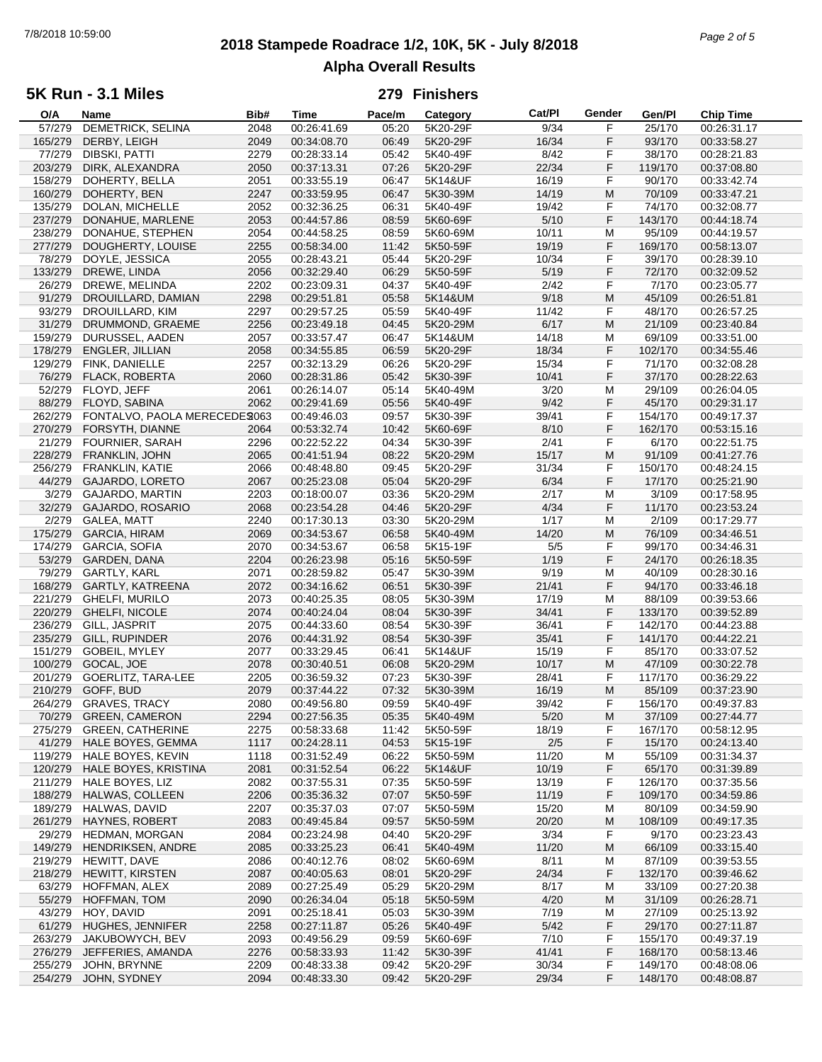# 2018 Stampede Roadrace 1/2, 10K, 5K - July 8/2018

## Alpha Overall Results

### 5K Run - 3.1 Miles

**279 Finishers**

| O/A | Name | Bib# | Time | Pace/m | Category | Cat/Pl | Gender | Gen/Pl | Chip Time |
|---|---|---|---|---|---|---|---|---|---|
| 57/279 | DEMETRICK, SELINA | 2048 | 00:26:41.69 | 05:20 | 5K20-29F | 9/34 | F | 25/170 | 00:26:31.17 |
| 165/279 | DERBY, LEIGH | 2049 | 00:34:08.70 | 06:49 | 5K20-29F | 16/34 | F | 93/170 | 00:33:58.27 |
| 77/279 | DIBSKI, PATTI | 2279 | 00:28:33.14 | 05:42 | 5K40-49F | 8/42 | F | 38/170 | 00:28:21.83 |
| 203/279 | DIRK, ALEXANDRA | 2050 | 00:37:13.31 | 07:26 | 5K20-29F | 22/34 | F | 119/170 | 00:37:08.80 |
| 158/279 | DOHERTY, BELLA | 2051 | 00:33:55.19 | 06:47 | 5K14&UF | 16/19 | F | 90/170 | 00:33:42.74 |
| 160/279 | DOHERTY, BEN | 2247 | 00:33:59.95 | 06:47 | 5K30-39M | 14/19 | M | 70/109 | 00:33:47.21 |
| 135/279 | DOLAN, MICHELLE | 2052 | 00:32:36.25 | 06:31 | 5K40-49F | 19/42 | F | 74/170 | 00:32:08.77 |
| 237/279 | DONAHUE, MARLENE | 2053 | 00:44:57.86 | 08:59 | 5K60-69F | 5/10 | F | 143/170 | 00:44:18.74 |
| 238/279 | DONAHUE, STEPHEN | 2054 | 00:44:58.25 | 08:59 | 5K60-69M | 10/11 | M | 95/109 | 00:44:19.57 |
| 277/279 | DOUGHERTY, LOUISE | 2255 | 00:58:34.00 | 11:42 | 5K50-59F | 19/19 | F | 169/170 | 00:58:13.07 |
| 78/279 | DOYLE, JESSICA | 2055 | 00:28:43.21 | 05:44 | 5K20-29F | 10/34 | F | 39/170 | 00:28:39.10 |
| 133/279 | DREWE, LINDA | 2056 | 00:32:29.40 | 06:29 | 5K50-59F | 5/19 | F | 72/170 | 00:32:09.52 |
| 26/279 | DREWE, MELINDA | 2202 | 00:23:09.31 | 04:37 | 5K40-49F | 2/42 | F | 7/170 | 00:23:05.77 |
| 91/279 | DROUILLARD, DAMIAN | 2298 | 00:29:51.81 | 05:58 | 5K14&UM | 9/18 | M | 45/109 | 00:26:51.81 |
| 93/279 | DROUILLARD, KIM | 2297 | 00:29:57.25 | 05:59 | 5K40-49F | 11/42 | F | 48/170 | 00:26:57.25 |
| 31/279 | DRUMMOND, GRAEME | 2256 | 00:23:49.18 | 04:45 | 5K20-29M | 6/17 | M | 21/109 | 00:23:40.84 |
| 159/279 | DURUSSEL, AADEN | 2057 | 00:33:57.47 | 06:47 | 5K14&UM | 14/18 | M | 69/109 | 00:33:51.00 |
| 178/279 | ENGLER, JILLIAN | 2058 | 00:34:55.85 | 06:59 | 5K20-29F | 18/34 | F | 102/170 | 00:34:55.46 |
| 129/279 | FINK, DANIELLE | 2257 | 00:32:13.29 | 06:26 | 5K20-29F | 15/34 | F | 71/170 | 00:32:08.28 |
| 76/279 | FLACK, ROBERTA | 2060 | 00:28:31.86 | 05:42 | 5K30-39F | 10/41 | F | 37/170 | 00:28:22.63 |
| 52/279 | FLOYD, JEFF | 2061 | 00:26:14.07 | 05:14 | 5K40-49M | 3/20 | M | 29/109 | 00:26:04.05 |
| 88/279 | FLOYD, SABINA | 2062 | 00:29:41.69 | 05:56 | 5K40-49F | 9/42 | F | 45/170 | 00:29:31.17 |
| 262/279 | FONTALVO, PAOLA MERECEDES | 2063 | 00:49:46.03 | 09:57 | 5K30-39F | 39/41 | F | 154/170 | 00:49:17.37 |
| 270/279 | FORSYTH, DIANNE | 2064 | 00:53:32.74 | 10:42 | 5K60-69F | 8/10 | F | 162/170 | 00:53:15.16 |
| 21/279 | FOURNIER, SARAH | 2296 | 00:22:52.22 | 04:34 | 5K30-39F | 2/41 | F | 6/170 | 00:22:51.75 |
| 228/279 | FRANKLIN, JOHN | 2065 | 00:41:51.94 | 08:22 | 5K20-29M | 15/17 | M | 91/109 | 00:41:27.76 |
| 256/279 | FRANKLIN, KATIE | 2066 | 00:48:48.80 | 09:45 | 5K20-29F | 31/34 | F | 150/170 | 00:48:24.15 |
| 44/279 | GAJARDO, LORETO | 2067 | 00:25:23.08 | 05:04 | 5K20-29F | 6/34 | F | 17/170 | 00:25:21.90 |
| 3/279 | GAJARDO, MARTIN | 2203 | 00:18:00.07 | 03:36 | 5K20-29M | 2/17 | M | 3/109 | 00:17:58.95 |
| 32/279 | GAJARDO, ROSARIO | 2068 | 00:23:54.28 | 04:46 | 5K20-29F | 4/34 | F | 11/170 | 00:23:53.24 |
| 2/279 | GALEA, MATT | 2240 | 00:17:30.13 | 03:30 | 5K20-29M | 1/17 | M | 2/109 | 00:17:29.77 |
| 175/279 | GARCIA, HIRAM | 2069 | 00:34:53.67 | 06:58 | 5K40-49M | 14/20 | M | 76/109 | 00:34:46.51 |
| 174/279 | GARCIA, SOFIA | 2070 | 00:34:53.67 | 06:58 | 5K15-19F | 5/5 | F | 99/170 | 00:34:46.31 |
| 53/279 | GARDEN, DANA | 2204 | 00:26:23.98 | 05:16 | 5K50-59F | 1/19 | F | 24/170 | 00:26:18.35 |
| 79/279 | GARTLY, KARL | 2071 | 00:28:59.82 | 05:47 | 5K30-39M | 9/19 | M | 40/109 | 00:28:30.16 |
| 168/279 | GARTLY, KATREENA | 2072 | 00:34:16.62 | 06:51 | 5K30-39F | 21/41 | F | 94/170 | 00:33:46.18 |
| 221/279 | GHELFI, MURILO | 2073 | 00:40:25.35 | 08:05 | 5K30-39M | 17/19 | M | 88/109 | 00:39:53.66 |
| 220/279 | GHELFI, NICOLE | 2074 | 00:40:24.04 | 08:04 | 5K30-39F | 34/41 | F | 133/170 | 00:39:52.89 |
| 236/279 | GILL, JASPRIT | 2075 | 00:44:33.60 | 08:54 | 5K30-39F | 36/41 | F | 142/170 | 00:44:23.88 |
| 235/279 | GILL, RUPINDER | 2076 | 00:44:31.92 | 08:54 | 5K30-39F | 35/41 | F | 141/170 | 00:44:22.21 |
| 151/279 | GOBEIL, MYLEY | 2077 | 00:33:29.45 | 06:41 | 5K14&UF | 15/19 | F | 85/170 | 00:33:07.52 |
| 100/279 | GOCAL, JOE | 2078 | 00:30:40.51 | 06:08 | 5K20-29M | 10/17 | M | 47/109 | 00:30:22.78 |
| 201/279 | GOERLITZ, TARA-LEE | 2205 | 00:36:59.32 | 07:23 | 5K30-39F | 28/41 | F | 117/170 | 00:36:29.22 |
| 210/279 | GOFF, BUD | 2079 | 00:37:44.22 | 07:32 | 5K30-39M | 16/19 | M | 85/109 | 00:37:23.90 |
| 264/279 | GRAVES, TRACY | 2080 | 00:49:56.80 | 09:59 | 5K40-49F | 39/42 | F | 156/170 | 00:49:37.83 |
| 70/279 | GREEN, CAMERON | 2294 | 00:27:56.35 | 05:35 | 5K40-49M | 5/20 | M | 37/109 | 00:27:44.77 |
| 275/279 | GREEN, CATHERINE | 2275 | 00:58:33.68 | 11:42 | 5K50-59F | 18/19 | F | 167/170 | 00:58:12.95 |
| 41/279 | HALE BOYES, GEMMA | 1117 | 00:24:28.11 | 04:53 | 5K15-19F | 2/5 | F | 15/170 | 00:24:13.40 |
| 119/279 | HALE BOYES, KEVIN | 1118 | 00:31:52.49 | 06:22 | 5K50-59M | 11/20 | M | 55/109 | 00:31:34.37 |
| 120/279 | HALE BOYES, KRISTINA | 2081 | 00:31:52.54 | 06:22 | 5K14&UF | 10/19 | F | 65/170 | 00:31:39.89 |
| 211/279 | HALE BOYES, LIZ | 2082 | 00:37:55.31 | 07:35 | 5K50-59F | 13/19 | F | 126/170 | 00:37:35.56 |
| 188/279 | HALWAS, COLLEEN | 2206 | 00:35:36.32 | 07:07 | 5K50-59F | 11/19 | F | 109/170 | 00:34:59.86 |
| 189/279 | HALWAS, DAVID | 2207 | 00:35:37.03 | 07:07 | 5K50-59M | 15/20 | M | 80/109 | 00:34:59.90 |
| 261/279 | HAYNES, ROBERT | 2083 | 00:49:45.84 | 09:57 | 5K50-59M | 20/20 | M | 108/109 | 00:49:17.35 |
| 29/279 | HEDMAN, MORGAN | 2084 | 00:23:24.98 | 04:40 | 5K20-29F | 3/34 | F | 9/170 | 00:23:23.43 |
| 149/279 | HENDRIKSEN, ANDRE | 2085 | 00:33:25.23 | 06:41 | 5K40-49M | 11/20 | M | 66/109 | 00:33:15.40 |
| 219/279 | HEWITT, DAVE | 2086 | 00:40:12.76 | 08:02 | 5K60-69M | 8/11 | M | 87/109 | 00:39:53.55 |
| 218/279 | HEWITT, KIRSTEN | 2087 | 00:40:05.63 | 08:01 | 5K20-29F | 24/34 | F | 132/170 | 00:39:46.62 |
| 63/279 | HOFFMAN, ALEX | 2089 | 00:27:25.49 | 05:29 | 5K20-29M | 8/17 | M | 33/109 | 00:27:20.38 |
| 55/279 | HOFFMAN, TOM | 2090 | 00:26:34.04 | 05:18 | 5K50-59M | 4/20 | M | 31/109 | 00:26:28.71 |
| 43/279 | HOY, DAVID | 2091 | 00:25:18.41 | 05:03 | 5K30-39M | 7/19 | M | 27/109 | 00:25:13.92 |
| 61/279 | HUGHES, JENNIFER | 2258 | 00:27:11.87 | 05:26 | 5K40-49F | 5/42 | F | 29/170 | 00:27:11.87 |
| 263/279 | JAKUBOWYCH, BEV | 2093 | 00:49:56.29 | 09:59 | 5K60-69F | 7/10 | F | 155/170 | 00:49:37.19 |
| 276/279 | JEFFERIES, AMANDA | 2276 | 00:58:33.93 | 11:42 | 5K30-39F | 41/41 | F | 168/170 | 00:58:13.46 |
| 255/279 | JOHN, BRYNNE | 2209 | 00:48:33.38 | 09:42 | 5K20-29F | 30/34 | F | 149/170 | 00:48:08.06 |
| 254/279 | JOHN, SYDNEY | 2094 | 00:48:33.30 | 09:42 | 5K20-29F | 29/34 | F | 148/170 | 00:48:08.87 |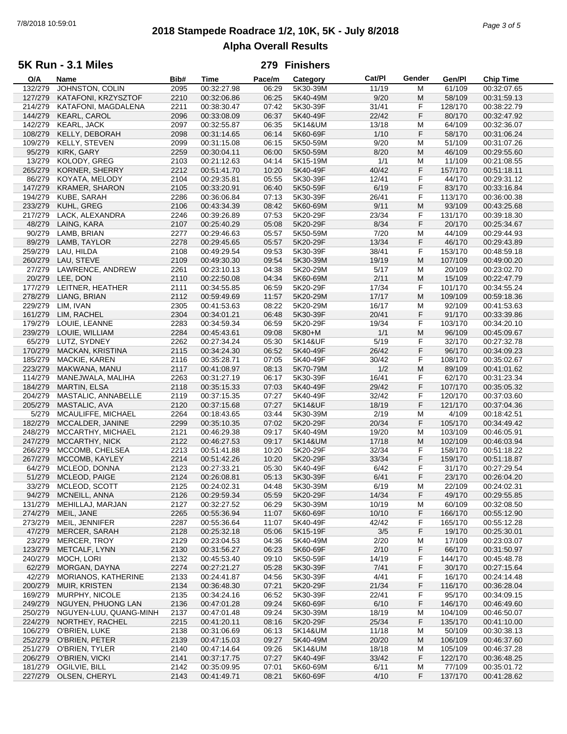# 2018 Stampede Roadrace 1/2, 10K, 5K - July 8/2018

## Alpha Overall Results

### 5K Run - 3.1 Miles

**279 Finishers**

| O/A | Name | Bib# | Time | Pace/m | Category | Cat/Pl | Gender | Gen/Pl | Chip Time |
|---|---|---|---|---|---|---|---|---|---|
| 132/279 | JOHNSTON, COLIN | 2095 | 00:32:27.98 | 06:29 | 5K30-39M | 11/19 | M | 61/109 | 00:32:07.65 |
| 127/279 | KATAFONI, KRZYSZTOF | 2210 | 00:32:06.86 | 06:25 | 5K40-49M | 9/20 | M | 58/109 | 00:31:59.13 |
| 214/279 | KATAFONI, MAGDALENA | 2211 | 00:38:30.47 | 07:42 | 5K30-39F | 31/41 | F | 128/170 | 00:38:22.79 |
| 144/279 | KEARL, CAROL | 2096 | 00:33:08.09 | 06:37 | 5K40-49F | 22/42 | F | 80/170 | 00:32:47.92 |
| 142/279 | KEARL, JACK | 2097 | 00:32:55.87 | 06:35 | 5K14&UM | 13/18 | M | 64/109 | 00:32:36.07 |
| 108/279 | KELLY, DEBORAH | 2098 | 00:31:14.65 | 06:14 | 5K60-69F | 1/10 | F | 58/170 | 00:31:06.24 |
| 109/279 | KELLY, STEVEN | 2099 | 00:31:15.08 | 06:15 | 5K50-59M | 9/20 | M | 51/109 | 00:31:07.26 |
| 95/279 | KIRK, GARY | 2259 | 00:30:04.11 | 06:00 | 5K50-59M | 8/20 | M | 46/109 | 00:29:55.60 |
| 13/279 | KOLODY, GREG | 2103 | 00:21:12.63 | 04:14 | 5K15-19M | 1/1 | M | 11/109 | 00:21:08.55 |
| 265/279 | KORNER, SHERRY | 2212 | 00:51:41.70 | 10:20 | 5K40-49F | 40/42 | F | 157/170 | 00:51:18.11 |
| 86/279 | KOYATA, MELODY | 2104 | 00:29:35.81 | 05:55 | 5K30-39F | 12/41 | F | 44/170 | 00:29:31.12 |
| 147/279 | KRAMER, SHARON | 2105 | 00:33:20.91 | 06:40 | 5K50-59F | 6/19 | F | 83/170 | 00:33:16.84 |
| 194/279 | KUBE, SARAH | 2286 | 00:36:06.84 | 07:13 | 5K30-39F | 26/41 | F | 113/170 | 00:36:00.38 |
| 233/279 | KUHL, GREG | 2106 | 00:43:34.39 | 08:42 | 5K60-69M | 9/11 | M | 93/109 | 00:43:25.68 |
| 217/279 | LACK, ALEXANDRA | 2246 | 00:39:26.89 | 07:53 | 5K20-29F | 23/34 | F | 131/170 | 00:39:18.30 |
| 48/279 | LAING, KARA | 2107 | 00:25:40.29 | 05:08 | 5K20-29F | 8/34 | F | 20/170 | 00:25:34.67 |
| 90/279 | LAMB, BRIAN | 2277 | 00:29:46.63 | 05:57 | 5K50-59M | 7/20 | M | 44/109 | 00:29:44.93 |
| 89/279 | LAMB, TAYLOR | 2278 | 00:29:45.65 | 05:57 | 5K20-29F | 13/34 | F | 46/170 | 00:29:43.89 |
| 259/279 | LAU, HILDA | 2108 | 00:49:29.54 | 09:53 | 5K30-39F | 38/41 | F | 153/170 | 00:48:59.18 |
| 260/279 | LAU, STEVE | 2109 | 00:49:30.30 | 09:54 | 5K30-39M | 19/19 | M | 107/109 | 00:49:00.20 |
| 27/279 | LAWRENCE, ANDREW | 2261 | 00:23:10.13 | 04:38 | 5K20-29M | 5/17 | M | 20/109 | 00:23:02.70 |
| 20/279 | LEE, DON | 2110 | 00:22:50.08 | 04:34 | 5K60-69M | 2/11 | M | 15/109 | 00:22:47.79 |
| 177/279 | LEITNER, HEATHER | 2111 | 00:34:55.85 | 06:59 | 5K20-29F | 17/34 | F | 101/170 | 00:34:55.24 |
| 278/279 | LIANG, BRIAN | 2112 | 00:59:49.69 | 11:57 | 5K20-29M | 17/17 | M | 109/109 | 00:59:18.36 |
| 229/279 | LIM, IVAN | 2305 | 00:41:53.63 | 08:22 | 5K20-29M | 16/17 | M | 92/109 | 00:41:53.63 |
| 161/279 | LIM, RACHEL | 2304 | 00:34:01.21 | 06:48 | 5K30-39F | 20/41 | F | 91/170 | 00:33:39.86 |
| 179/279 | LOUIE, LEANNE | 2283 | 00:34:59.34 | 06:59 | 5K20-29F | 19/34 | F | 103/170 | 00:34:20.10 |
| 239/279 | LOUIE, WILLIAM | 2284 | 00:45:43.61 | 09:08 | 5K80+M | 1/1 | M | 96/109 | 00:45:09.67 |
| 65/279 | LUTZ, SYDNEY | 2262 | 00:27:34.24 | 05:30 | 5K14&UF | 5/19 | F | 32/170 | 00:27:32.78 |
| 170/279 | MACKAN, KRISTINA | 2115 | 00:34:24.30 | 06:52 | 5K40-49F | 26/42 | F | 96/170 | 00:34:09.23 |
| 185/279 | MACKIE, KAREN | 2116 | 00:35:28.71 | 07:05 | 5K40-49F | 30/42 | F | 108/170 | 00:35:02.67 |
| 223/279 | MAKWANA, MANU | 2117 | 00:41:08.97 | 08:13 | 5K70-79M | 1/2 | M | 89/109 | 00:41:01.62 |
| 114/279 | MANEJWALA, MALIHA | 2263 | 00:31:27.19 | 06:17 | 5K30-39F | 16/41 | F | 62/170 | 00:31:23.34 |
| 184/279 | MARTIN, ELSA | 2118 | 00:35:15.33 | 07:03 | 5K40-49F | 29/42 | F | 107/170 | 00:35:05.32 |
| 204/279 | MASTALIC, ANNABELLE | 2119 | 00:37:15.35 | 07:27 | 5K40-49F | 32/42 | F | 120/170 | 00:37:03.60 |
| 205/279 | MASTALIC, AVA | 2120 | 00:37:15.68 | 07:27 | 5K14&UF | 18/19 | F | 121/170 | 00:37:04.36 |
| 5/279 | MCAULIFFE, MICHAEL | 2264 | 00:18:43.65 | 03:44 | 5K30-39M | 2/19 | M | 4/109 | 00:18:42.51 |
| 182/279 | MCCALDER, JANINE | 2299 | 00:35:10.35 | 07:02 | 5K20-29F | 20/34 | F | 105/170 | 00:34:49.42 |
| 248/279 | MCCARTHY, MICHAEL | 2121 | 00:46:29.38 | 09:17 | 5K40-49M | 19/20 | M | 103/109 | 00:46:05.91 |
| 247/279 | MCCARTHY, NICK | 2122 | 00:46:27.53 | 09:17 | 5K14&UM | 17/18 | M | 102/109 | 00:46:03.94 |
| 266/279 | MCCOMB, CHELSEA | 2213 | 00:51:41.88 | 10:20 | 5K20-29F | 32/34 | F | 158/170 | 00:51:18.22 |
| 267/279 | MCCOMB, KAYLEY | 2214 | 00:51:42.26 | 10:20 | 5K20-29F | 33/34 | F | 159/170 | 00:51:18.87 |
| 64/279 | MCLEOD, DONNA | 2123 | 00:27:33.21 | 05:30 | 5K40-49F | 6/42 | F | 31/170 | 00:27:29.54 |
| 51/279 | MCLEOD, PAIGE | 2124 | 00:26:08.81 | 05:13 | 5K30-39F | 6/41 | F | 23/170 | 00:26:04.20 |
| 33/279 | MCLEOD, SCOTT | 2125 | 00:24:02.31 | 04:48 | 5K30-39M | 6/19 | M | 22/109 | 00:24:02.31 |
| 94/279 | MCNEILL, ANNA | 2126 | 00:29:59.34 | 05:59 | 5K20-29F | 14/34 | F | 49/170 | 00:29:55.85 |
| 131/279 | MEHILLAJ, MARJAN | 2127 | 00:32:27.52 | 06:29 | 5K30-39M | 10/19 | M | 60/109 | 00:32:08.50 |
| 274/279 | MEIL, JANE | 2265 | 00:55:36.94 | 11:07 | 5K60-69F | 10/10 | F | 166/170 | 00:55:12.90 |
| 273/279 | MEIL, JENNIFER | 2287 | 00:55:36.64 | 11:07 | 5K40-49F | 42/42 | F | 165/170 | 00:55:12.28 |
| 47/279 | MERCER, SARAH | 2128 | 00:25:32.18 | 05:06 | 5K15-19F | 3/5 | F | 19/170 | 00:25:30.01 |
| 23/279 | MERCER, TROY | 2129 | 00:23:04.53 | 04:36 | 5K40-49M | 2/20 | M | 17/109 | 00:23:03.07 |
| 123/279 | METCALF, LYNN | 2130 | 00:31:56.27 | 06:23 | 5K60-69F | 2/10 | F | 66/170 | 00:31:50.97 |
| 240/279 | MOCH, LORI | 2132 | 00:45:53.40 | 09:10 | 5K50-59F | 14/19 | F | 144/170 | 00:45:48.78 |
| 62/279 | MORGAN, DAYNA | 2274 | 00:27:21.27 | 05:28 | 5K30-39F | 7/41 | F | 30/170 | 00:27:15.64 |
| 42/279 | MORIANOS, KATHERINE | 2133 | 00:24:41.87 | 04:56 | 5K30-39F | 4/41 | F | 16/170 | 00:24:14.48 |
| 200/279 | MUIR, KRISTEN | 2134 | 00:36:48.30 | 07:21 | 5K20-29F | 21/34 | F | 116/170 | 00:36:28.04 |
| 169/279 | MURPHY, NICOLE | 2135 | 00:34:24.16 | 06:52 | 5K30-39F | 22/41 | F | 95/170 | 00:34:09.15 |
| 249/279 | NGUYEN, PHUONG LAN | 2136 | 00:47:01.28 | 09:24 | 5K60-69F | 6/10 | F | 146/170 | 00:46:49.60 |
| 250/279 | NGUYEN-LUU, QUANG-MINH | 2137 | 00:47:01.48 | 09:24 | 5K30-39M | 18/19 | M | 104/109 | 00:46:50.07 |
| 224/279 | NORTHEY, RACHEL | 2215 | 00:41:20.11 | 08:16 | 5K20-29F | 25/34 | F | 135/170 | 00:41:10.00 |
| 106/279 | O'BRIEN, LUKE | 2138 | 00:31:06.69 | 06:13 | 5K14&UM | 11/18 | M | 50/109 | 00:30:38.13 |
| 252/279 | O'BRIEN, PETER | 2139 | 00:47:15.03 | 09:27 | 5K40-49M | 20/20 | M | 106/109 | 00:46:37.60 |
| 251/279 | O'BRIEN, TYLER | 2140 | 00:47:14.64 | 09:26 | 5K14&UM | 18/18 | M | 105/109 | 00:46:37.28 |
| 206/279 | O'BRIEN, VICKI | 2141 | 00:37:17.75 | 07:27 | 5K40-49F | 33/42 | F | 122/170 | 00:36:48.25 |
| 181/279 | OGILVIE, BILL | 2142 | 00:35:09.95 | 07:01 | 5K60-69M | 6/11 | M | 77/109 | 00:35:01.72 |
| 227/279 | OLSEN, CHERYL | 2143 | 00:41:49.71 | 08:21 | 5K60-69F | 4/10 | F | 137/170 | 00:41:28.62 |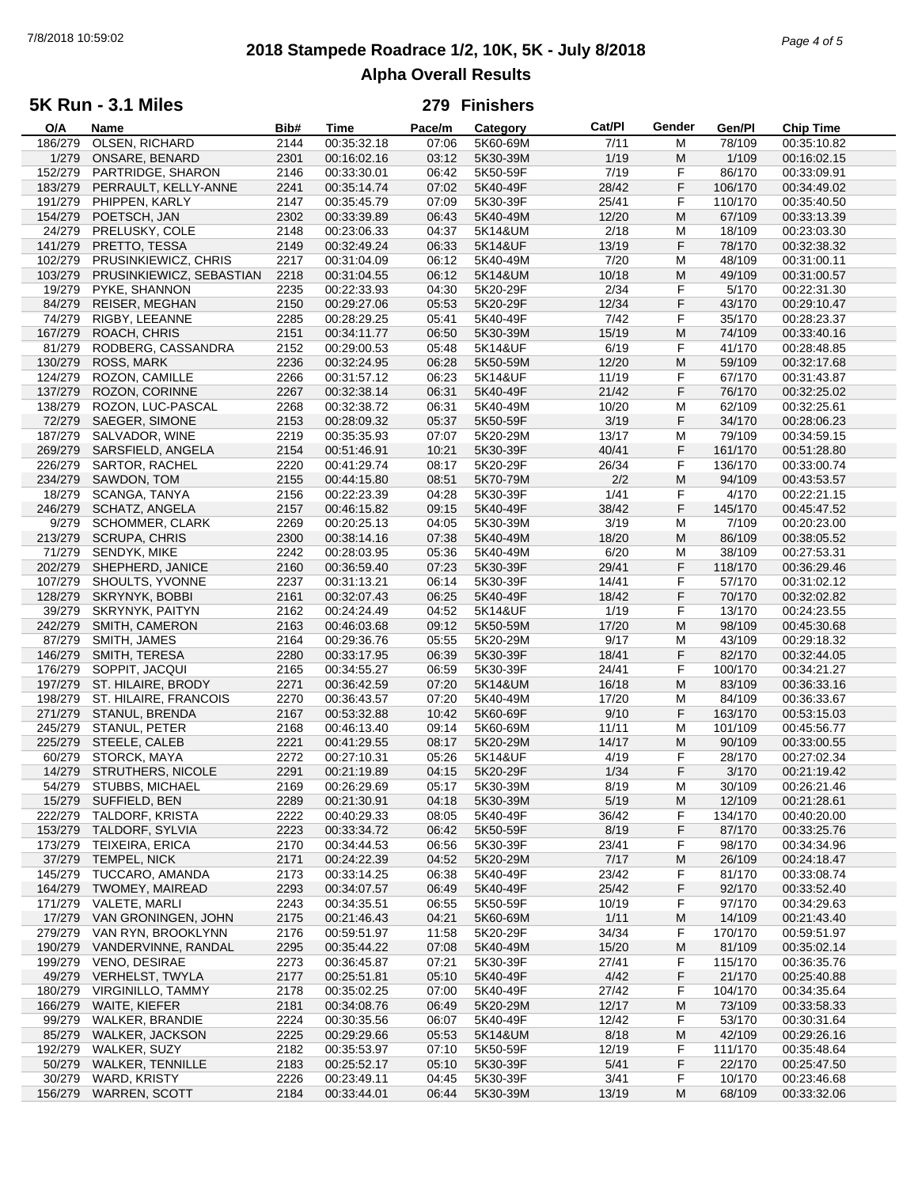# 2018 Stampede Roadrace 1/2, 10K, 5K - July 8/2018

## Alpha Overall Results

### 5K Run - 3.1 Miles

**279 Finishers**

| O/A | Name | Bib# | Time | Pace/m | Category | Cat/Pl | Gender | Gen/Pl | Chip Time |
|---|---|---|---|---|---|---|---|---|---|
| 186/279 | OLSEN, RICHARD | 2144 | 00:35:32.18 | 07:06 | 5K60-69M | 7/11 | M | 78/109 | 00:35:10.82 |
| 1/279 | ONSARE, BENARD | 2301 | 00:16:02.16 | 03:12 | 5K30-39M | 1/19 | M | 1/109 | 00:16:02.15 |
| 152/279 | PARTRIDGE, SHARON | 2146 | 00:33:30.01 | 06:42 | 5K50-59F | 7/19 | F | 86/170 | 00:33:09.91 |
| 183/279 | PERRAULT, KELLY-ANNE | 2241 | 00:35:14.74 | 07:02 | 5K40-49F | 28/42 | F | 106/170 | 00:34:49.02 |
| 191/279 | PHIPPEN, KARLY | 2147 | 00:35:45.79 | 07:09 | 5K30-39F | 25/41 | F | 110/170 | 00:35:40.50 |
| 154/279 | POETSCH, JAN | 2302 | 00:33:39.89 | 06:43 | 5K40-49M | 12/20 | M | 67/109 | 00:33:13.39 |
| 24/279 | PRELUSKY, COLE | 2148 | 00:23:06.33 | 04:37 | 5K14&UM | 2/18 | M | 18/109 | 00:23:03.30 |
| 141/279 | PRETTO, TESSA | 2149 | 00:32:49.24 | 06:33 | 5K14&UF | 13/19 | F | 78/170 | 00:32:38.32 |
| 102/279 | PRUSINKIEWICZ, CHRIS | 2217 | 00:31:04.09 | 06:12 | 5K40-49M | 7/20 | M | 48/109 | 00:31:00.11 |
| 103/279 | PRUSINKIEWICZ, SEBASTIAN | 2218 | 00:31:04.55 | 06:12 | 5K14&UM | 10/18 | M | 49/109 | 00:31:00.57 |
| 19/279 | PYKE, SHANNON | 2235 | 00:22:33.93 | 04:30 | 5K20-29F | 2/34 | F | 5/170 | 00:22:31.30 |
| 84/279 | REISER, MEGHAN | 2150 | 00:29:27.06 | 05:53 | 5K20-29F | 12/34 | F | 43/170 | 00:29:10.47 |
| 74/279 | RIGBY, LEEANNE | 2285 | 00:28:29.25 | 05:41 | 5K40-49F | 7/42 | F | 35/170 | 00:28:23.37 |
| 167/279 | ROACH, CHRIS | 2151 | 00:34:11.77 | 06:50 | 5K30-39M | 15/19 | M | 74/109 | 00:33:40.16 |
| 81/279 | RODBERG, CASSANDRA | 2152 | 00:29:00.53 | 05:48 | 5K14&UF | 6/19 | F | 41/170 | 00:28:48.85 |
| 130/279 | ROSS, MARK | 2236 | 00:32:24.95 | 06:28 | 5K50-59M | 12/20 | M | 59/109 | 00:32:17.68 |
| 124/279 | ROZON, CAMILLE | 2266 | 00:31:57.12 | 06:23 | 5K14&UF | 11/19 | F | 67/170 | 00:31:43.87 |
| 137/279 | ROZON, CORINNE | 2267 | 00:32:38.14 | 06:31 | 5K40-49F | 21/42 | F | 76/170 | 00:32:25.02 |
| 138/279 | ROZON, LUC-PASCAL | 2268 | 00:32:38.72 | 06:31 | 5K40-49M | 10/20 | M | 62/109 | 00:32:25.61 |
| 72/279 | SAEGER, SIMONE | 2153 | 00:28:09.32 | 05:37 | 5K50-59F | 3/19 | F | 34/170 | 00:28:06.23 |
| 187/279 | SALVADOR, WINE | 2219 | 00:35:35.93 | 07:07 | 5K20-29M | 13/17 | M | 79/109 | 00:34:59.15 |
| 269/279 | SARSFIELD, ANGELA | 2154 | 00:51:46.91 | 10:21 | 5K30-39F | 40/41 | F | 161/170 | 00:51:28.80 |
| 226/279 | SARTOR, RACHEL | 2220 | 00:41:29.74 | 08:17 | 5K20-29F | 26/34 | F | 136/170 | 00:33:00.74 |
| 234/279 | SAWDON, TOM | 2155 | 00:44:15.80 | 08:51 | 5K70-79M | 2/2 | M | 94/109 | 00:43:53.57 |
| 18/279 | SCANGA, TANYA | 2156 | 00:22:23.39 | 04:28 | 5K30-39F | 1/41 | F | 4/170 | 00:22:21.15 |
| 246/279 | SCHATZ, ANGELA | 2157 | 00:46:15.82 | 09:15 | 5K40-49F | 38/42 | F | 145/170 | 00:45:47.52 |
| 9/279 | SCHOMMER, CLARK | 2269 | 00:20:25.13 | 04:05 | 5K30-39M | 3/19 | M | 7/109 | 00:20:23.00 |
| 213/279 | SCRUPA, CHRIS | 2300 | 00:38:14.16 | 07:38 | 5K40-49M | 18/20 | M | 86/109 | 00:38:05.52 |
| 71/279 | SENDYK, MIKE | 2242 | 00:28:03.95 | 05:36 | 5K40-49M | 6/20 | M | 38/109 | 00:27:53.31 |
| 202/279 | SHEPHERD, JANICE | 2160 | 00:36:59.40 | 07:23 | 5K30-39F | 29/41 | F | 118/170 | 00:36:29.46 |
| 107/279 | SHOULTS, YVONNE | 2237 | 00:31:13.21 | 06:14 | 5K30-39F | 14/41 | F | 57/170 | 00:31:02.12 |
| 128/279 | SKRYNYK, BOBBI | 2161 | 00:32:07.43 | 06:25 | 5K40-49F | 18/42 | F | 70/170 | 00:32:02.82 |
| 39/279 | SKRYNYK, PAITYN | 2162 | 00:24:24.49 | 04:52 | 5K14&UF | 1/19 | F | 13/170 | 00:24:23.55 |
| 242/279 | SMITH, CAMERON | 2163 | 00:46:03.68 | 09:12 | 5K50-59M | 17/20 | M | 98/109 | 00:45:30.68 |
| 87/279 | SMITH, JAMES | 2164 | 00:29:36.76 | 05:55 | 5K20-29M | 9/17 | M | 43/109 | 00:29:18.32 |
| 146/279 | SMITH, TERESA | 2280 | 00:33:17.95 | 06:39 | 5K30-39F | 18/41 | F | 82/170 | 00:32:44.05 |
| 176/279 | SOPPIT, JACQUI | 2165 | 00:34:55.27 | 06:59 | 5K30-39F | 24/41 | F | 100/170 | 00:34:21.27 |
| 197/279 | ST. HILAIRE, BRODY | 2271 | 00:36:42.59 | 07:20 | 5K14&UM | 16/18 | M | 83/109 | 00:36:33.16 |
| 198/279 | ST. HILAIRE, FRANCOIS | 2270 | 00:36:43.57 | 07:20 | 5K40-49M | 17/20 | M | 84/109 | 00:36:33.67 |
| 271/279 | STANUL, BRENDA | 2167 | 00:53:32.88 | 10:42 | 5K60-69F | 9/10 | F | 163/170 | 00:53:15.03 |
| 245/279 | STANUL, PETER | 2168 | 00:46:13.40 | 09:14 | 5K60-69M | 11/11 | M | 101/109 | 00:45:56.77 |
| 225/279 | STEELE, CALEB | 2221 | 00:41:29.55 | 08:17 | 5K20-29M | 14/17 | M | 90/109 | 00:33:00.55 |
| 60/279 | STORCK, MAYA | 2272 | 00:27:10.31 | 05:26 | 5K14&UF | 4/19 | F | 28/170 | 00:27:02.34 |
| 14/279 | STRUTHERS, NICOLE | 2291 | 00:21:19.89 | 04:15 | 5K20-29F | 1/34 | F | 3/170 | 00:21:19.42 |
| 54/279 | STUBBS, MICHAEL | 2169 | 00:26:29.69 | 05:17 | 5K30-39M | 8/19 | M | 30/109 | 00:26:21.46 |
| 15/279 | SUFFIELD, BEN | 2289 | 00:21:30.91 | 04:18 | 5K30-39M | 5/19 | M | 12/109 | 00:21:28.61 |
| 222/279 | TALDORF, KRISTA | 2222 | 00:40:29.33 | 08:05 | 5K40-49F | 36/42 | F | 134/170 | 00:40:20.00 |
| 153/279 | TALDORF, SYLVIA | 2223 | 00:33:34.72 | 06:42 | 5K50-59F | 8/19 | F | 87/170 | 00:33:25.76 |
| 173/279 | TEIXEIRA, ERICA | 2170 | 00:34:44.53 | 06:56 | 5K30-39F | 23/41 | F | 98/170 | 00:34:34.96 |
| 37/279 | TEMPEL, NICK | 2171 | 00:24:22.39 | 04:52 | 5K20-29M | 7/17 | M | 26/109 | 00:24:18.47 |
| 145/279 | TUCCARO, AMANDA | 2173 | 00:33:14.25 | 06:38 | 5K40-49F | 23/42 | F | 81/170 | 00:33:08.74 |
| 164/279 | TWOMEY, MAIREAD | 2293 | 00:34:07.57 | 06:49 | 5K40-49F | 25/42 | F | 92/170 | 00:33:52.40 |
| 171/279 | VALETE, MARLI | 2243 | 00:34:35.51 | 06:55 | 5K50-59F | 10/19 | F | 97/170 | 00:34:29.63 |
| 17/279 | VAN GRONINGEN, JOHN | 2175 | 00:21:46.43 | 04:21 | 5K60-69M | 1/11 | M | 14/109 | 00:21:43.40 |
| 279/279 | VAN RYN, BROOKLYNN | 2176 | 00:59:51.97 | 11:58 | 5K20-29F | 34/34 | F | 170/170 | 00:59:51.97 |
| 190/279 | VANDERVINNE, RANDAL | 2295 | 00:35:44.22 | 07:08 | 5K40-49M | 15/20 | M | 81/109 | 00:35:02.14 |
| 199/279 | VENO, DESIRAE | 2273 | 00:36:45.87 | 07:21 | 5K30-39F | 27/41 | F | 115/170 | 00:36:35.76 |
| 49/279 | VERHELST, TWYLA | 2177 | 00:25:51.81 | 05:10 | 5K40-49F | 4/42 | F | 21/170 | 00:25:40.88 |
| 180/279 | VIRGINILLO, TAMMY | 2178 | 00:35:02.25 | 07:00 | 5K40-49F | 27/42 | F | 104/170 | 00:34:35.64 |
| 166/279 | WAITE, KIEFER | 2181 | 00:34:08.76 | 06:49 | 5K20-29M | 12/17 | M | 73/109 | 00:33:58.33 |
| 99/279 | WALKER, BRANDIE | 2224 | 00:30:35.56 | 06:07 | 5K40-49F | 12/42 | F | 53/170 | 00:30:31.64 |
| 85/279 | WALKER, JACKSON | 2225 | 00:29:29.66 | 05:53 | 5K14&UM | 8/18 | M | 42/109 | 00:29:26.16 |
| 192/279 | WALKER, SUZY | 2182 | 00:35:53.97 | 07:10 | 5K50-59F | 12/19 | F | 111/170 | 00:35:48.64 |
| 50/279 | WALKER, TENNILLE | 2183 | 00:25:52.17 | 05:10 | 5K30-39F | 5/41 | F | 22/170 | 00:25:47.50 |
| 30/279 | WARD, KRISTY | 2226 | 00:23:49.11 | 04:45 | 5K30-39F | 3/41 | F | 10/170 | 00:23:46.68 |
| 156/279 | WARREN, SCOTT | 2184 | 00:33:44.01 | 06:44 | 5K30-39M | 13/19 | M | 68/109 | 00:33:32.06 |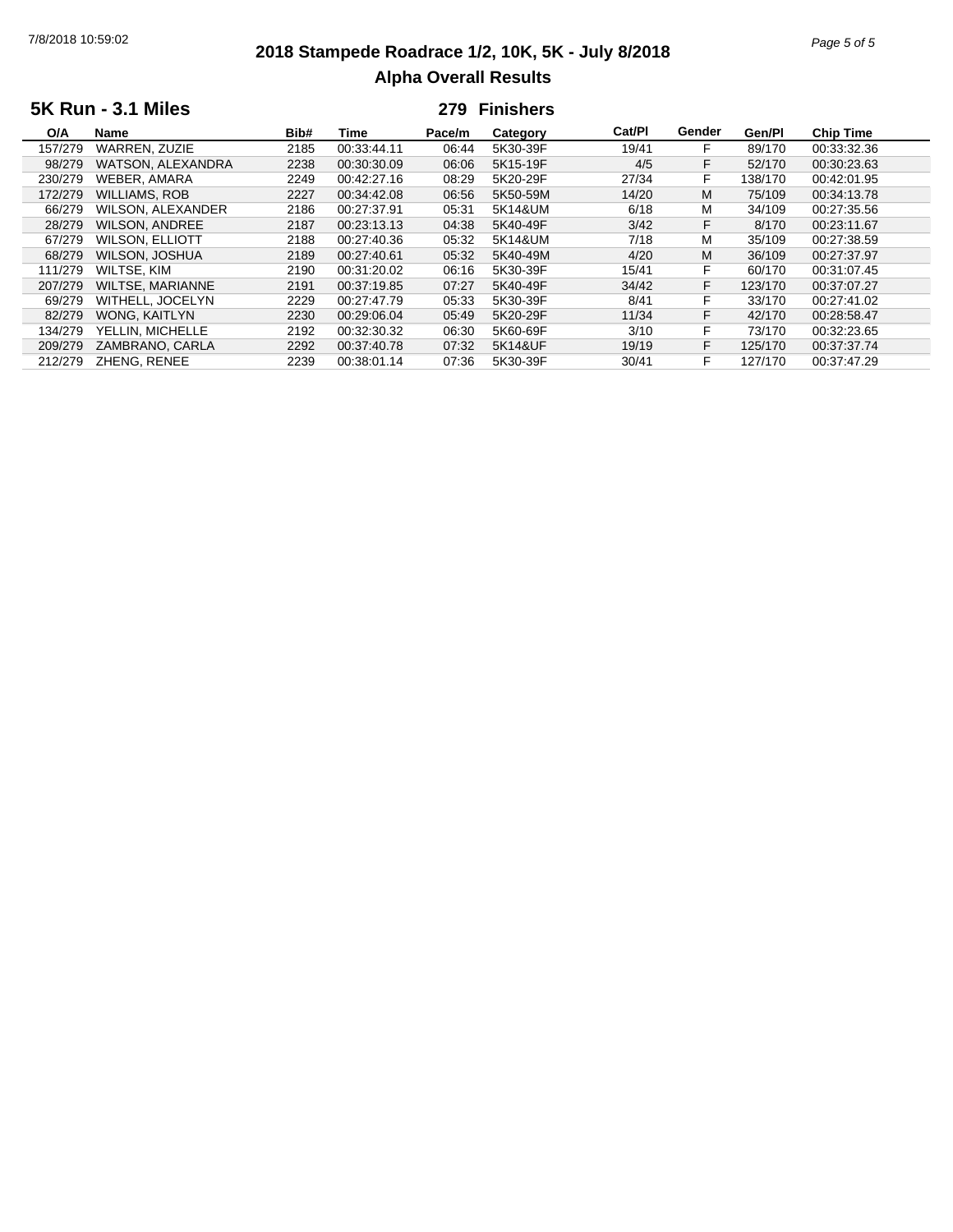# 2018 Stampede Roadrace 1/2, 10K, 5K - July 8/2018

## Alpha Overall Results

### 5K Run - 3.1 Miles

**279 Finishers**

| O/A | Name | Bib# | Time | Pace/m | Category | Cat/Pl | Gender | Gen/Pl | Chip Time |
|---|---|---|---|---|---|---|---|---|---|
| 157/279 | WARREN, ZUZIE | 2185 | 00:33:44.11 | 06:44 | 5K30-39F | 19/41 | F | 89/170 | 00:33:32.36 |
| 98/279 | WATSON, ALEXANDRA | 2238 | 00:30:30.09 | 06:06 | 5K15-19F | 4/5 | F | 52/170 | 00:30:23.63 |
| 230/279 | WEBER, AMARA | 2249 | 00:42:27.16 | 08:29 | 5K20-29F | 27/34 | F | 138/170 | 00:42:01.95 |
| 172/279 | WILLIAMS, ROB | 2227 | 00:34:42.08 | 06:56 | 5K50-59M | 14/20 | M | 75/109 | 00:34:13.78 |
| 66/279 | WILSON, ALEXANDER | 2186 | 00:27:37.91 | 05:31 | 5K14&UM | 6/18 | M | 34/109 | 00:27:35.56 |
| 28/279 | WILSON, ANDREE | 2187 | 00:23:13.13 | 04:38 | 5K40-49F | 3/42 | F | 8/170 | 00:23:11.67 |
| 67/279 | WILSON, ELLIOTT | 2188 | 00:27:40.36 | 05:32 | 5K14&UM | 7/18 | M | 35/109 | 00:27:38.59 |
| 68/279 | WILSON, JOSHUA | 2189 | 00:27:40.61 | 05:32 | 5K40-49M | 4/20 | M | 36/109 | 00:27:37.97 |
| 111/279 | WILTSE, KIM | 2190 | 00:31:20.02 | 06:16 | 5K30-39F | 15/41 | F | 60/170 | 00:31:07.45 |
| 207/279 | WILTSE, MARIANNE | 2191 | 00:37:19.85 | 07:27 | 5K40-49F | 34/42 | F | 123/170 | 00:37:07.27 |
| 69/279 | WITHELL, JOCELYN | 2229 | 00:27:47.79 | 05:33 | 5K30-39F | 8/41 | F | 33/170 | 00:27:41.02 |
| 82/279 | WONG, KAITLYN | 2230 | 00:29:06.04 | 05:49 | 5K20-29F | 11/34 | F | 42/170 | 00:28:58.47 |
| 134/279 | YELLIN, MICHELLE | 2192 | 00:32:30.32 | 06:30 | 5K60-69F | 3/10 | F | 73/170 | 00:32:23.65 |
| 209/279 | ZAMBRANO, CARLA | 2292 | 00:37:40.78 | 07:32 | 5K14&UF | 19/19 | F | 125/170 | 00:37:37.74 |
| 212/279 | ZHENG, RENEE | 2239 | 00:38:01.14 | 07:36 | 5K30-39F | 30/41 | F | 127/170 | 00:37:47.29 |